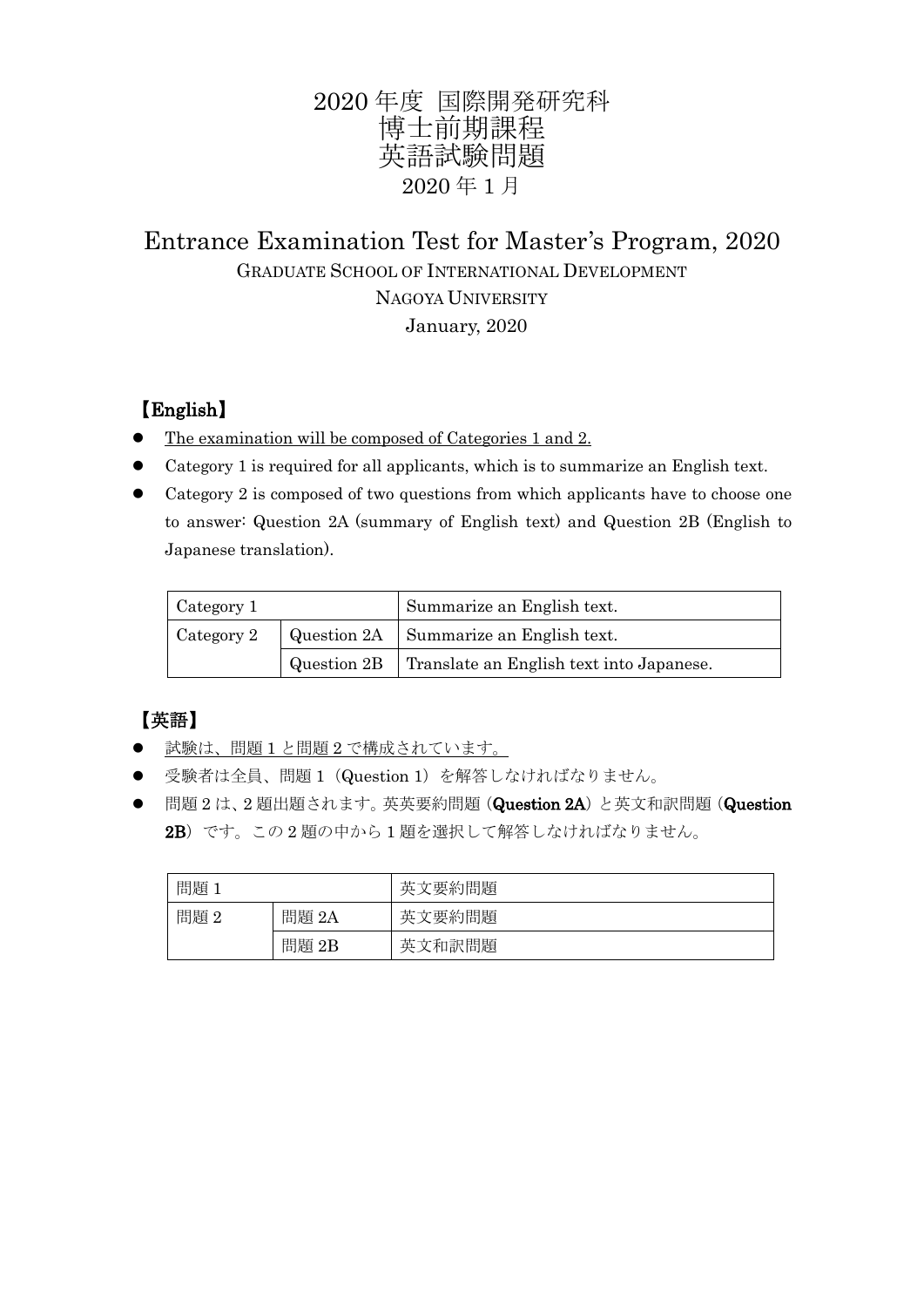# 2020 年度 国際開発研究科
# 博士前期課程
# 英語試験問題
# 2020 年 1 月

## Entrance Examination Test for Master's Program, 2020

GRADUATE SCHOOL OF INTERNATIONAL DEVELOPMENT

NAGOYA UNIVERSITY

January, 2020

### 【English】

- The examination will be composed of Categories 1 and 2.
- Category 1 is required for all applicants, which is to summarize an English text.
- Category 2 is composed of two questions from which applicants have to choose one to answer: Question 2A (summary of English text) and Question 2B (English to Japanese translation).

| Category 1 | | Summarize an English text. |
|---|---|---|
| Category 2 | Question 2A | Summarize an English text. |
| | Question 2B | Translate an English text into Japanese. |

### 【英語】

- 試験は、問題 1 と問題 2 で構成されています。
- 受験者は全員、問題 1（Question 1）を解答しなければなりません。
- 問題 2 は、2 題出題されます。英英要約問題（**Question 2A**）と英文和訳問題（**Question 2B**）です。この 2 題の中から 1 題を選択して解答しなければなりません。

| 問題 1 | | 英文要約問題 |
|---|---|---|
| 問題 2 | 問題 2A | 英文要約問題 |
| | 問題 2B | 英文和訳問題 |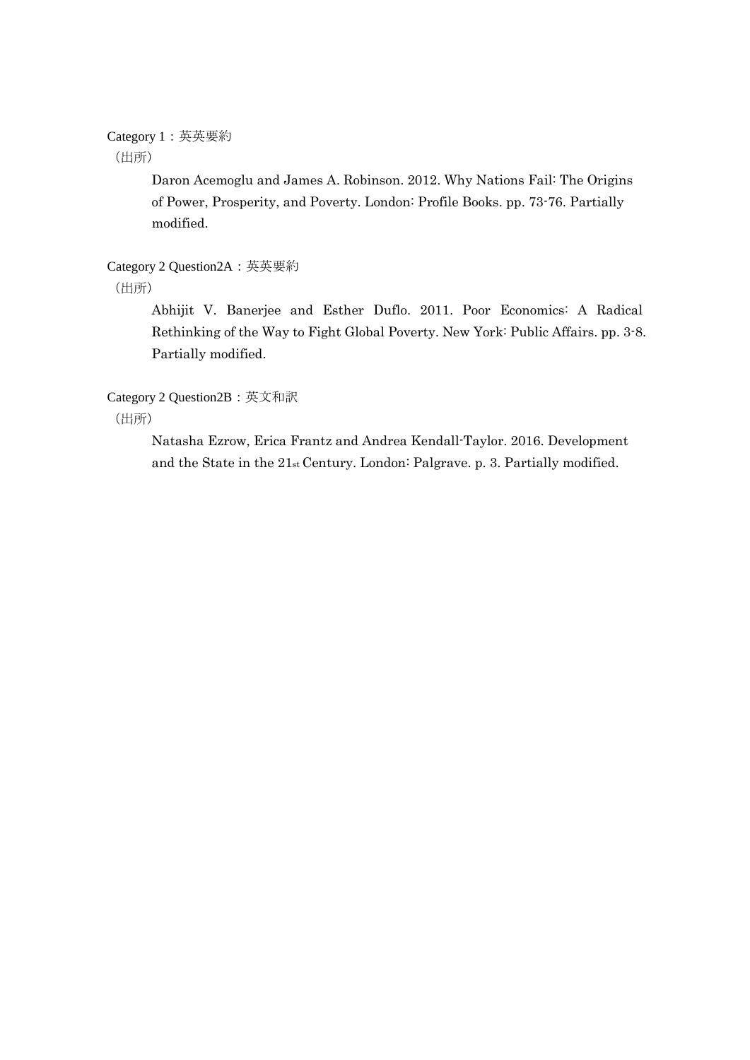Category 1：英英要約

（出所）

Daron Acemoglu and James A. Robinson. 2012. Why Nations Fail: The Origins of Power, Prosperity, and Poverty. London: Profile Books. pp. 73-76. Partially modified.

Category 2 Question2A：英英要約

（出所）

Abhijit V. Banerjee and Esther Duflo. 2011. Poor Economics: A Radical Rethinking of the Way to Fight Global Poverty. New York: Public Affairs. pp. 3-8. Partially modified.

Category 2 Question2B：英文和訳

（出所）

Natasha Ezrow, Erica Frantz and Andrea Kendall-Taylor. 2016. Development and the State in the 21st Century. London: Palgrave. p. 3. Partially modified.